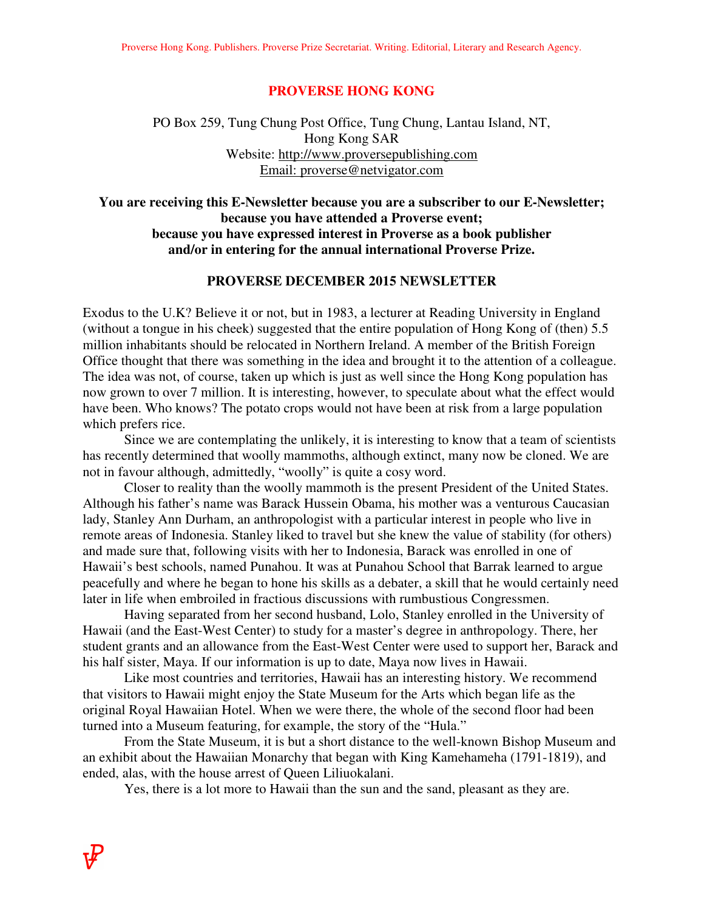# PROVERSE HONG KONG

PO Box 259, Tung Chung Post Office, Tung Chung, Lantau Island, NT,
Hong Kong SAR
Website: http://www.proversepublishing.com
Email: proverse@netvigator.com

**You are receiving this E-Newsletter because you are a subscriber to our E-Newsletter; because you have attended a Proverse event; because you have expressed interest in Proverse as a book publisher and/or in entering for the annual international Proverse Prize.**

## PROVERSE DECEMBER 2015 NEWSLETTER

Exodus to the U.K? Believe it or not, but in 1983, a lecturer at Reading University in England (without a tongue in his cheek) suggested that the entire population of Hong Kong of (then) 5.5 million inhabitants should be relocated in Northern Ireland. A member of the British Foreign Office thought that there was something in the idea and brought it to the attention of a colleague. The idea was not, of course, taken up which is just as well since the Hong Kong population has now grown to over 7 million. It is interesting, however, to speculate about what the effect would have been. Who knows? The potato crops would not have been at risk from a large population which prefers rice.

Since we are contemplating the unlikely, it is interesting to know that a team of scientists has recently determined that woolly mammoths, although extinct, many now be cloned. We are not in favour although, admittedly, "woolly" is quite a cosy word.

Closer to reality than the woolly mammoth is the present President of the United States. Although his father's name was Barack Hussein Obama, his mother was a venturous Caucasian lady, Stanley Ann Durham, an anthropologist with a particular interest in people who live in remote areas of Indonesia. Stanley liked to travel but she knew the value of stability (for others) and made sure that, following visits with her to Indonesia, Barack was enrolled in one of Hawaii's best schools, named Punahou. It was at Punahou School that Barrak learned to argue peacefully and where he began to hone his skills as a debater, a skill that he would certainly need later in life when embroiled in fractious discussions with rumbustious Congressmen.

Having separated from her second husband, Lolo, Stanley enrolled in the University of Hawaii (and the East-West Center) to study for a master's degree in anthropology. There, her student grants and an allowance from the East-West Center were used to support her, Barack and his half sister, Maya. If our information is up to date, Maya now lives in Hawaii.

Like most countries and territories, Hawaii has an interesting history. We recommend that visitors to Hawaii might enjoy the State Museum for the Arts which began life as the original Royal Hawaiian Hotel. When we were there, the whole of the second floor had been turned into a Museum featuring, for example, the story of the "Hula."

From the State Museum, it is but a short distance to the well-known Bishop Museum and an exhibit about the Hawaiian Monarchy that began with King Kamehameha (1791-1819), and ended, alas, with the house arrest of Queen Liliuokalani.

Yes, there is a lot more to Hawaii than the sun and the sand, pleasant as they are.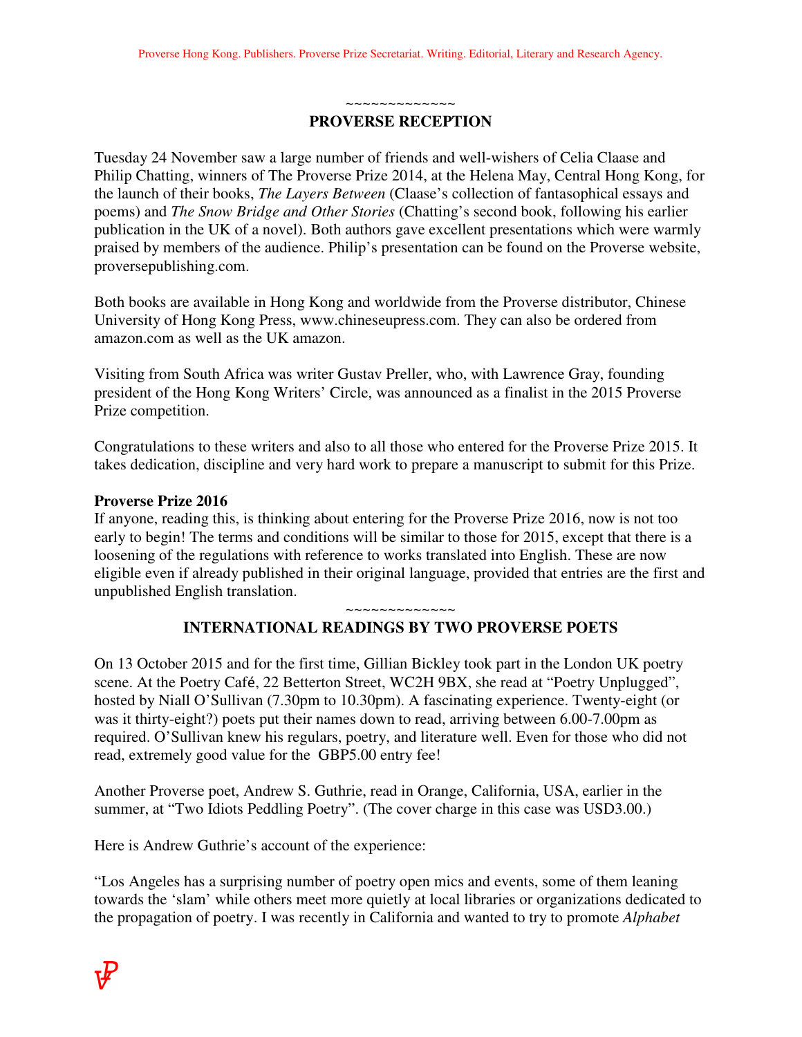~~~~~~~~~~~~~

## PROVERSE RECEPTION

Tuesday 24 November saw a large number of friends and well-wishers of Celia Claase and Philip Chatting, winners of The Proverse Prize 2014, at the Helena May, Central Hong Kong, for the launch of their books, *The Layers Between* (Claase's collection of fantasophical essays and poems) and *The Snow Bridge and Other Stories* (Chatting's second book, following his earlier publication in the UK of a novel). Both authors gave excellent presentations which were warmly praised by members of the audience. Philip's presentation can be found on the Proverse website, proversepublishing.com.

Both books are available in Hong Kong and worldwide from the Proverse distributor, Chinese University of Hong Kong Press, www.chineseupress.com. They can also be ordered from amazon.com as well as the UK amazon.

Visiting from South Africa was writer Gustav Preller, who, with Lawrence Gray, founding president of the Hong Kong Writers' Circle, was announced as a finalist in the 2015 Proverse Prize competition.

Congratulations to these writers and also to all those who entered for the Proverse Prize 2015. It takes dedication, discipline and very hard work to prepare a manuscript to submit for this Prize.

**Proverse Prize 2016**

If anyone, reading this, is thinking about entering for the Proverse Prize 2016, now is not too early to begin! The terms and conditions will be similar to those for 2015, except that there is a loosening of the regulations with reference to works translated into English. These are now eligible even if already published in their original language, provided that entries are the first and unpublished English translation.

~~~~~~~~~~~~~

## INTERNATIONAL READINGS BY TWO PROVERSE POETS

On 13 October 2015 and for the first time, Gillian Bickley took part in the London UK poetry scene. At the Poetry Café, 22 Betterton Street, WC2H 9BX, she read at "Poetry Unplugged", hosted by Niall O'Sullivan (7.30pm to 10.30pm). A fascinating experience. Twenty-eight (or was it thirty-eight?) poets put their names down to read, arriving between 6.00-7.00pm as required. O'Sullivan knew his regulars, poetry, and literature well. Even for those who did not read, extremely good value for the GBP5.00 entry fee!

Another Proverse poet, Andrew S. Guthrie, read in Orange, California, USA, earlier in the summer, at "Two Idiots Peddling Poetry". (The cover charge in this case was USD3.00.)

Here is Andrew Guthrie's account of the experience:

"Los Angeles has a surprising number of poetry open mics and events, some of them leaning towards the 'slam' while others meet more quietly at local libraries or organizations dedicated to the propagation of poetry. I was recently in California and wanted to try to promote *Alphabet*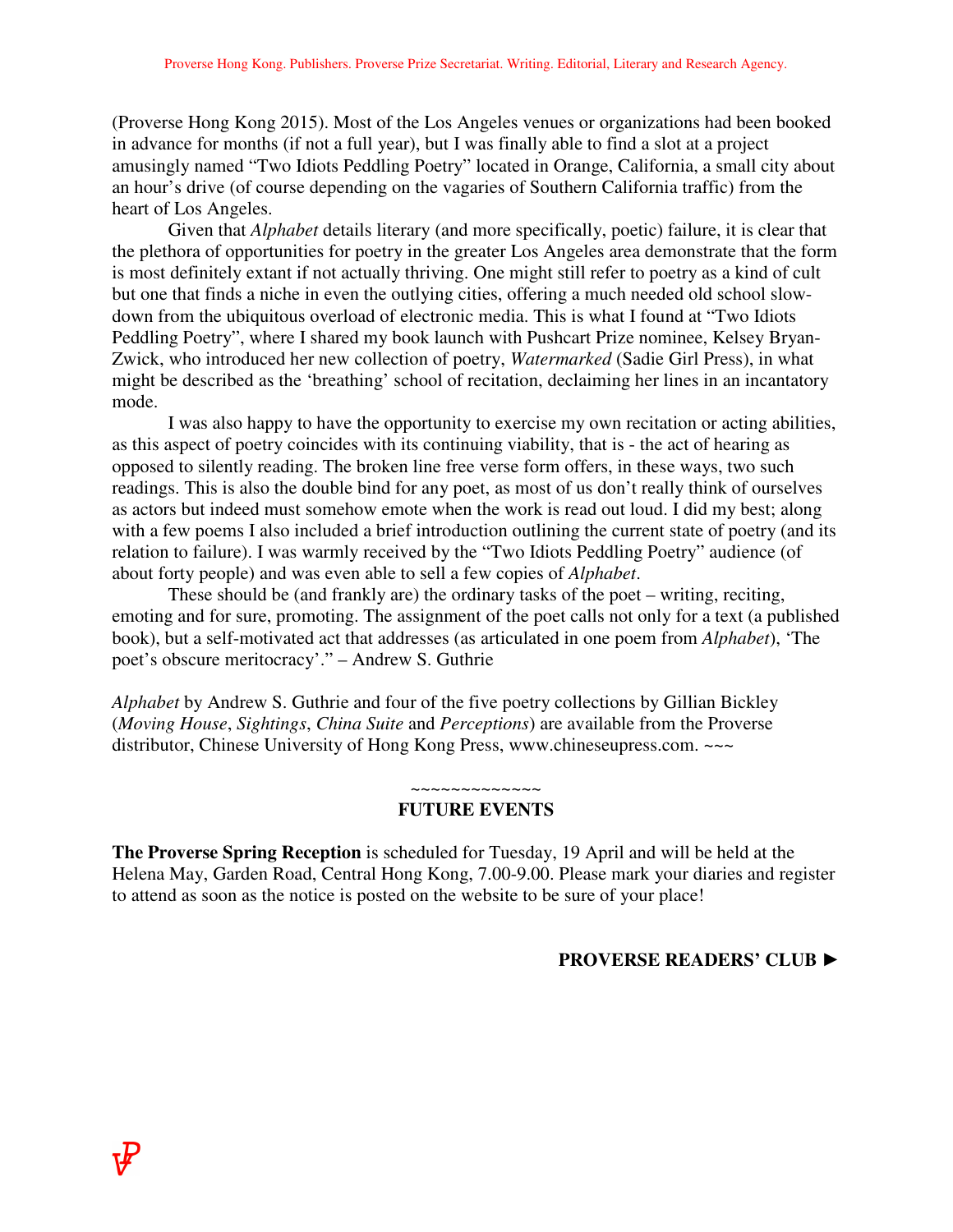(Proverse Hong Kong 2015). Most of the Los Angeles venues or organizations had been booked in advance for months (if not a full year), but I was finally able to find a slot at a project amusingly named "Two Idiots Peddling Poetry" located in Orange, California, a small city about an hour's drive (of course depending on the vagaries of Southern California traffic) from the heart of Los Angeles.

Given that *Alphabet* details literary (and more specifically, poetic) failure, it is clear that the plethora of opportunities for poetry in the greater Los Angeles area demonstrate that the form is most definitely extant if not actually thriving. One might still refer to poetry as a kind of cult but one that finds a niche in even the outlying cities, offering a much needed old school slow-down from the ubiquitous overload of electronic media. This is what I found at "Two Idiots Peddling Poetry", where I shared my book launch with Pushcart Prize nominee, Kelsey Bryan-Zwick, who introduced her new collection of poetry, *Watermarked* (Sadie Girl Press), in what might be described as the 'breathing' school of recitation, declaiming her lines in an incantatory mode.

I was also happy to have the opportunity to exercise my own recitation or acting abilities, as this aspect of poetry coincides with its continuing viability, that is - the act of hearing as opposed to silently reading. The broken line free verse form offers, in these ways, two such readings. This is also the double bind for any poet, as most of us don't really think of ourselves as actors but indeed must somehow emote when the work is read out loud. I did my best; along with a few poems I also included a brief introduction outlining the current state of poetry (and its relation to failure). I was warmly received by the "Two Idiots Peddling Poetry" audience (of about forty people) and was even able to sell a few copies of *Alphabet*.

These should be (and frankly are) the ordinary tasks of the poet – writing, reciting, emoting and for sure, promoting. The assignment of the poet calls not only for a text (a published book), but a self-motivated act that addresses (as articulated in one poem from *Alphabet*), 'The poet's obscure meritocracy'." – Andrew S. Guthrie

*Alphabet* by Andrew S. Guthrie and four of the five poetry collections by Gillian Bickley (*Moving House*, *Sightings*, *China Suite* and *Perceptions*) are available from the Proverse distributor, Chinese University of Hong Kong Press, www.chineseupress.com. ~~~

~~~~~~~~~~~~~

**FUTURE EVENTS**

**The Proverse Spring Reception** is scheduled for Tuesday, 19 April and will be held at the Helena May, Garden Road, Central Hong Kong, 7.00-9.00. Please mark your diaries and register to attend as soon as the notice is posted on the website to be sure of your place!

**PROVERSE READERS' CLUB ►**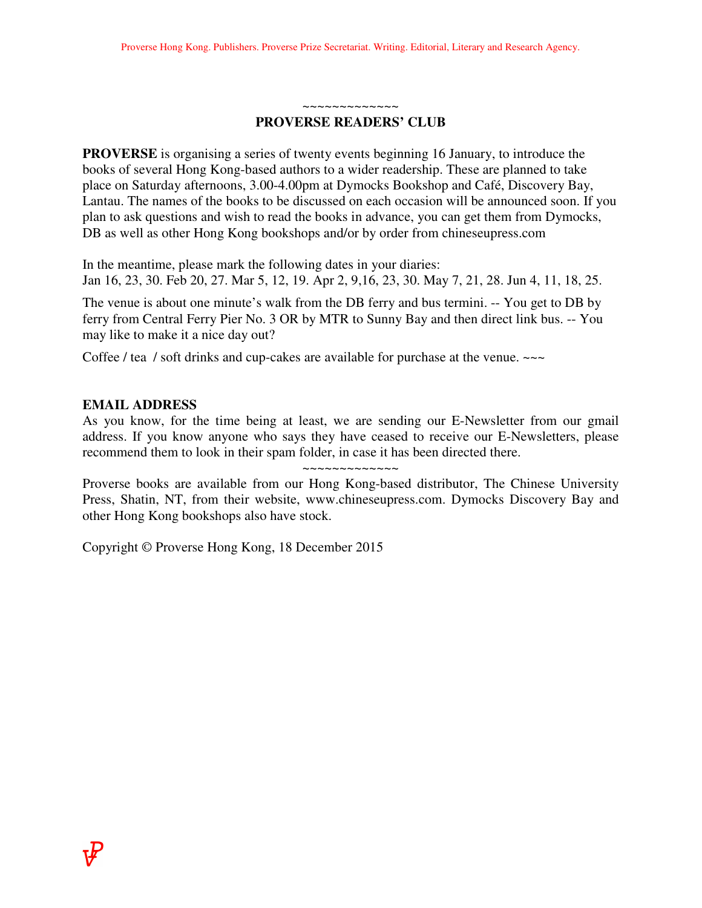~~~~~~~~~~~~~

## PROVERSE READERS' CLUB

**PROVERSE** is organising a series of twenty events beginning 16 January, to introduce the books of several Hong Kong-based authors to a wider readership. These are planned to take place on Saturday afternoons, 3.00-4.00pm at Dymocks Bookshop and Café, Discovery Bay, Lantau. The names of the books to be discussed on each occasion will be announced soon. If you plan to ask questions and wish to read the books in advance, you can get them from Dymocks, DB as well as other Hong Kong bookshops and/or by order from chineseupress.com

In the meantime, please mark the following dates in your diaries:
Jan 16, 23, 30. Feb 20, 27. Mar 5, 12, 19. Apr 2, 9,16, 23, 30. May 7, 21, 28. Jun 4, 11, 18, 25.

The venue is about one minute's walk from the DB ferry and bus termini. -- You get to DB by ferry from Central Ferry Pier No. 3 OR by MTR to Sunny Bay and then direct link bus. -- You may like to make it a nice day out?

Coffee / tea / soft drinks and cup-cakes are available for purchase at the venue. ~~~

**EMAIL ADDRESS**

As you know, for the time being at least, we are sending our E-Newsletter from our gmail address. If you know anyone who says they have ceased to receive our E-Newsletters, please recommend them to look in their spam folder, in case it has been directed there.

~~~~~~~~~~~~~

Proverse books are available from our Hong Kong-based distributor, The Chinese University Press, Shatin, NT, from their website, www.chineseupress.com. Dymocks Discovery Bay and other Hong Kong bookshops also have stock.

Copyright © Proverse Hong Kong, 18 December 2015